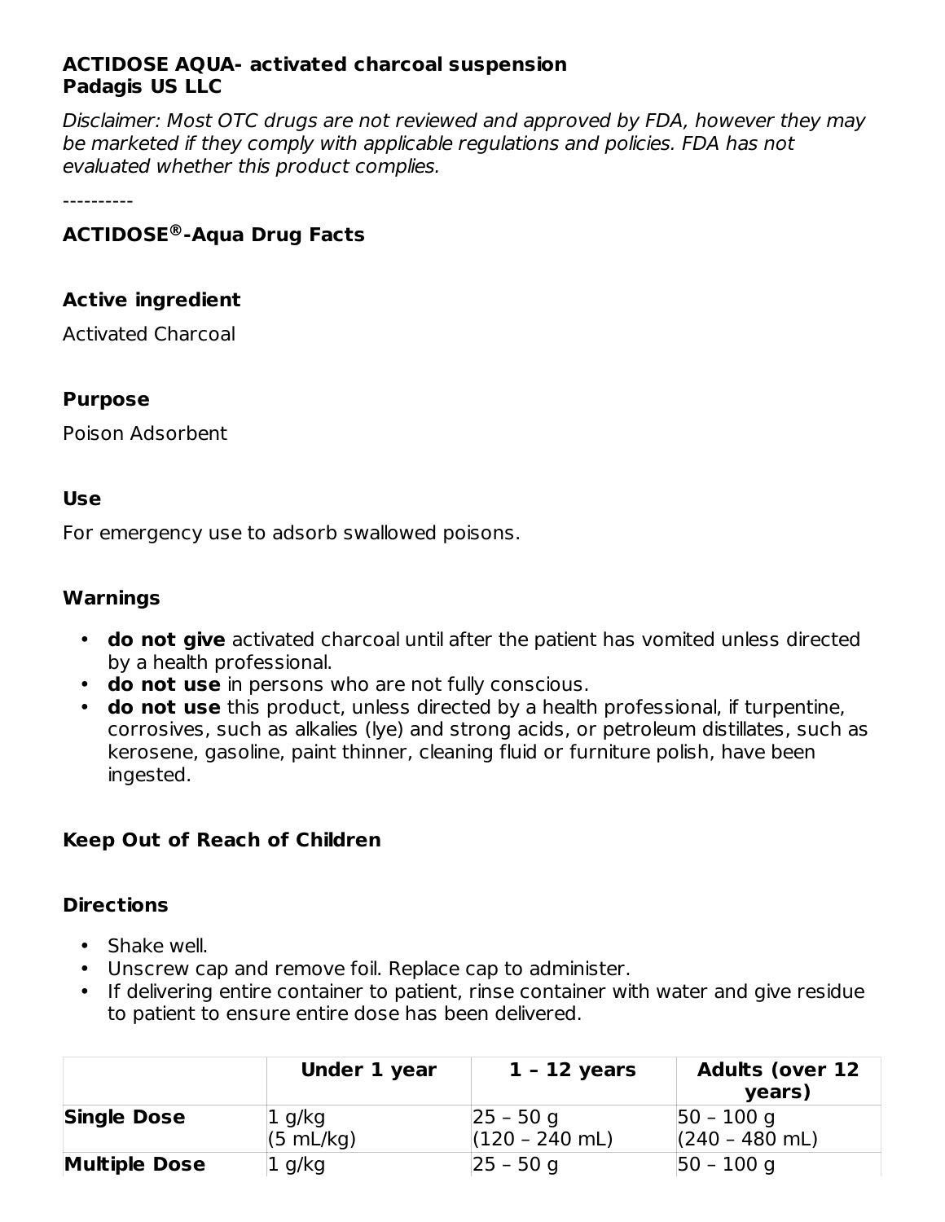**ACTIDOSE AQUA- activated charcoal suspension**
**Padagis US LLC**

*Disclaimer: Most OTC drugs are not reviewed and approved by FDA, however they may be marketed if they comply with applicable regulations and policies. FDA has not evaluated whether this product complies.*

----------

## ACTIDOSE®-Aqua Drug Facts

### Active ingredient

Activated Charcoal

### Purpose

Poison Adsorbent

### Use

For emergency use to adsorb swallowed poisons.

### Warnings

- **do not give** activated charcoal until after the patient has vomited unless directed by a health professional.
- **do not use** in persons who are not fully conscious.
- **do not use** this product, unless directed by a health professional, if turpentine, corrosives, such as alkalies (lye) and strong acids, or petroleum distillates, such as kerosene, gasoline, paint thinner, cleaning fluid or furniture polish, have been ingested.

### Keep Out of Reach of Children

### Directions

- Shake well.
- Unscrew cap and remove foil. Replace cap to administer.
- If delivering entire container to patient, rinse container with water and give residue to patient to ensure entire dose has been delivered.

| | Under 1 year | 1 – 12 years | Adults (over 12 years) |
|---|---|---|---|
| **Single Dose** | 1 g/kg (5 mL/kg) | 25 – 50 g (120 – 240 mL) | 50 – 100 g (240 – 480 mL) |
| **Multiple Dose** | 1 g/kg | 25 – 50 g | 50 – 100 g |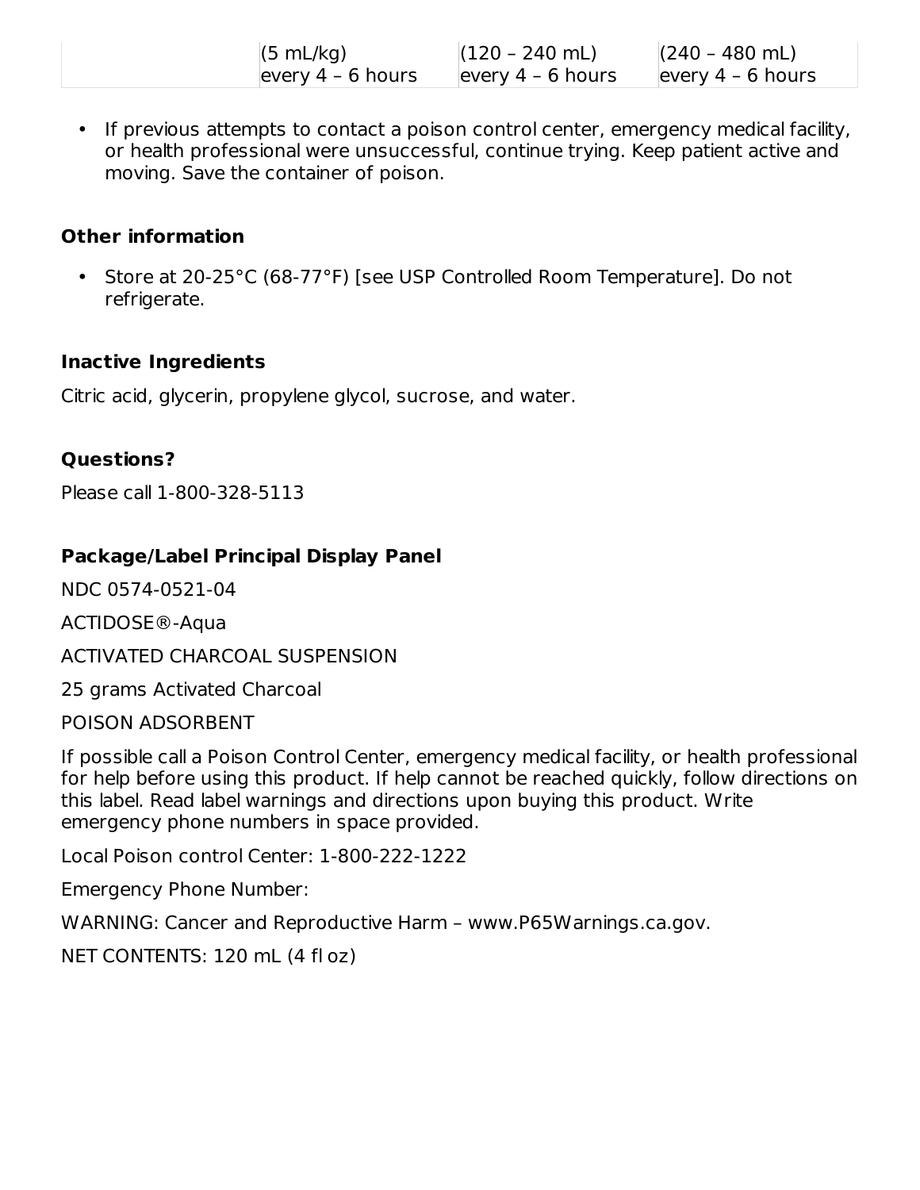| | (5 mL/kg) every 4 – 6 hours | (120 – 240 mL) every 4 – 6 hours | (240 – 480 mL) every 4 – 6 hours |
|---|---|---|---|

- If previous attempts to contact a poison control center, emergency medical facility, or health professional were unsuccessful, continue trying. Keep patient active and moving. Save the container of poison.

### Other information

- Store at 20-25°C (68-77°F) [see USP Controlled Room Temperature]. Do not refrigerate.

### Inactive Ingredients

Citric acid, glycerin, propylene glycol, sucrose, and water.

### Questions?

Please call 1-800-328-5113

### Package/Label Principal Display Panel

NDC 0574-0521-04

ACTIDOSE®-Aqua

ACTIVATED CHARCOAL SUSPENSION

25 grams Activated Charcoal

POISON ADSORBENT

If possible call a Poison Control Center, emergency medical facility, or health professional for help before using this product. If help cannot be reached quickly, follow directions on this label. Read label warnings and directions upon buying this product. Write emergency phone numbers in space provided.

Local Poison control Center: 1-800-222-1222

Emergency Phone Number:

WARNING: Cancer and Reproductive Harm – www.P65Warnings.ca.gov.

NET CONTENTS: 120 mL (4 fl oz)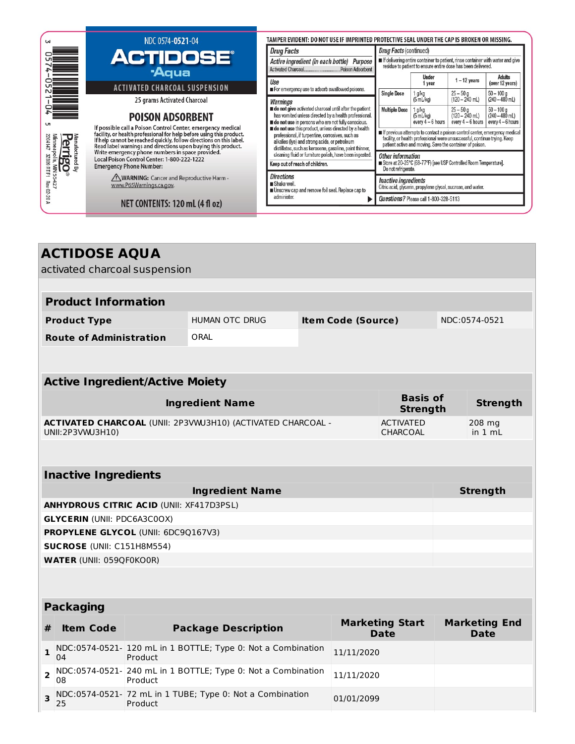3 0574-0521-04 5

Manufactured By
Perrigo®
Minneapolis, MN 55427
2D14147 32309 RTF1 Rev 02-20 A

NDC 0574-**0521**-04

# ACTIDOSE® Aqua

ACTIVATED CHARCOAL SUSPENSION

25 grams Activated Charcoal

## POISON ADSORBENT

If possible call a Poison Control Center, emergency medical facility, or health professional for help before using this product. If help cannot be reached quickly, follow directions on this label. Read label warnings and directions upon buying this product. Write emergency phone numbers in space provided.
Local Poison Control Center: 1-800-222-1222
Emergency Phone Number:

⚠**WARNING:** Cancer and Reproductive Harm - www.P65Warnings.ca.gov.

NET CONTENTS: 120 mL (4 fl oz)

TAMPER EVIDENT: DO NOT USE IF IMPRINTED PROTECTIVE SEAL UNDER THE CAP IS BROKEN OR MISSING.

**Drug Facts**

| *Active ingredient (in each bottle)* | *Purpose* |
|---|---|
| Activated Charcoal | Poison Adsorbent |

**Use**
- For emergency use to adsorb swallowed poisons.

**Warnings**
- **do not give** activated charcoal until after the patient has vomited unless directed by a health professional.
- **do not use** in persons who are not fully conscious.
- **do not use** this product, unless directed by a health professional, if turpentine, corrosives, such as alkalies (lye) and strong acids, or petroleum distillates, such as kerosene, gasoline, paint thinner, cleaning fluid or furniture polish, have been ingested.

Keep out of reach of children.

**Directions**
- Shake well.
- Unscrew cap and remove foil seal. Replace cap to administer.

**Drug Facts** (continued)
- If delivering entire container to patient, rinse container with water and give residue to patient to ensure entire dose has been delivered.

| | Under 1 year | 1 – 12 years | Adults (over 12 years) |
|---|---|---|---|
| Single Dose | 1 g/kg (5 mL/kg) | 25 – 50 g (120 – 240 mL) | 50 – 100 g (240 – 480 mL) |
| Multiple Dose | 1 g/kg (5 mL/kg) every 4 – 6 hours | 25 – 50 g (120 – 240 mL) every 4 – 6 hours | 50 – 100 g (240 – 480 mL) every 4 – 6 hours |

- If previous attempts to contact a poison control center, emergency medical facility, or health professional were unsuccessful, continue trying. Keep patient active and moving. Save the container of poison.

**Other information**
- Store at 20-25°C (68-77°F) [see USP Controlled Room Temperature]. Do not refrigerate.

**Inactive ingredients**
Citric acid, glycerin, propylene glycol, sucrose, and water.

**Questions?** Please call 1-800-328-5113

# ACTIDOSE AQUA

activated charcoal suspension

## Product Information

| | | | |
|---|---|---|---|
| **Product Type** | HUMAN OTC DRUG | **Item Code (Source)** | NDC:0574-0521 |
| **Route of Administration** | ORAL | | |

## Active Ingredient/Active Moiety

| Ingredient Name | Basis of Strength | Strength |
|---|---|---|
| **ACTIVATED CHARCOAL** (UNII: 2P3VWU3H10) (ACTIVATED CHARCOAL - UNII:2P3VWU3H10) | ACTIVATED CHARCOAL | 208 mg in 1 mL |

## Inactive Ingredients

| Ingredient Name | Strength |
|---|---|
| **ANHYDROUS CITRIC ACID** (UNII: XF417D3PSL) | |
| **GLYCERIN** (UNII: PDC6A3C0OX) | |
| **PROPYLENE GLYCOL** (UNII: 6DC9Q167V3) | |
| **SUCROSE** (UNII: C151H8M554) | |
| **WATER** (UNII: 059QF0KO0R) | |

## Packaging

| # | Item Code | Package Description | Marketing Start Date | Marketing End Date |
|---|---|---|---|---|
| 1 | NDC:0574-0521-04 | 120 mL in 1 BOTTLE; Type 0: Not a Combination Product | 11/11/2020 | |
| 2 | NDC:0574-0521-08 | 240 mL in 1 BOTTLE; Type 0: Not a Combination Product | 11/11/2020 | |
| 3 | NDC:0574-0521-25 | 72 mL in 1 TUBE; Type 0: Not a Combination Product | 01/01/2099 | |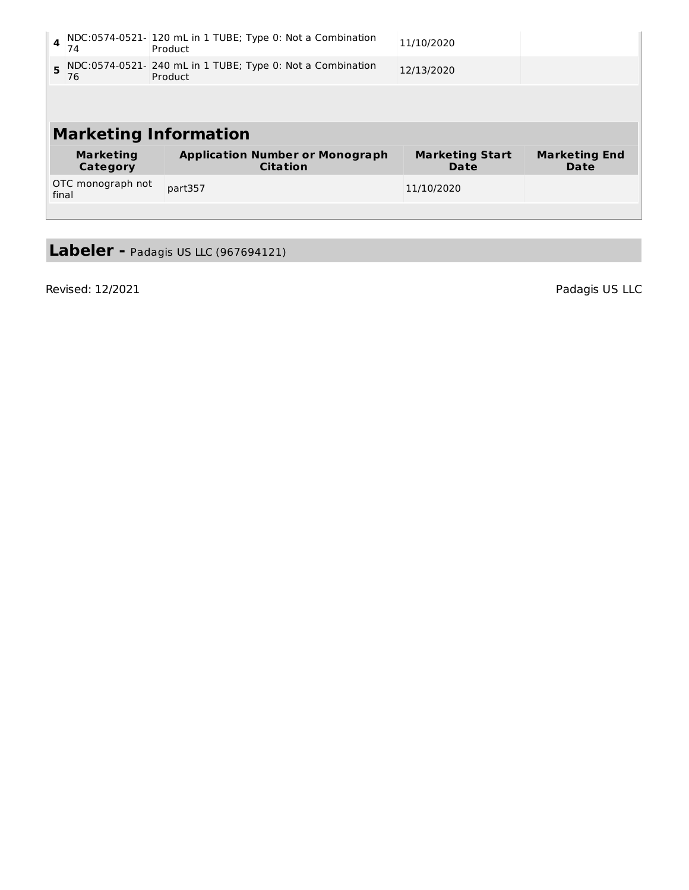| | | | | |
|---|---|---|---|---|
| 4 | NDC:0574-0521-74 | 120 mL in 1 TUBE; Type 0: Not a Combination Product | 11/10/2020 | |
| 5 | NDC:0574-0521-76 | 240 mL in 1 TUBE; Type 0: Not a Combination Product | 12/13/2020 | |

## Marketing Information

| Marketing Category | Application Number or Monograph Citation | Marketing Start Date | Marketing End Date |
|---|---|---|---|
| OTC monograph not final | part357 | 11/10/2020 | |

## Labeler - Padagis US LLC (967694121)

Revised: 12/2021

Padagis US LLC